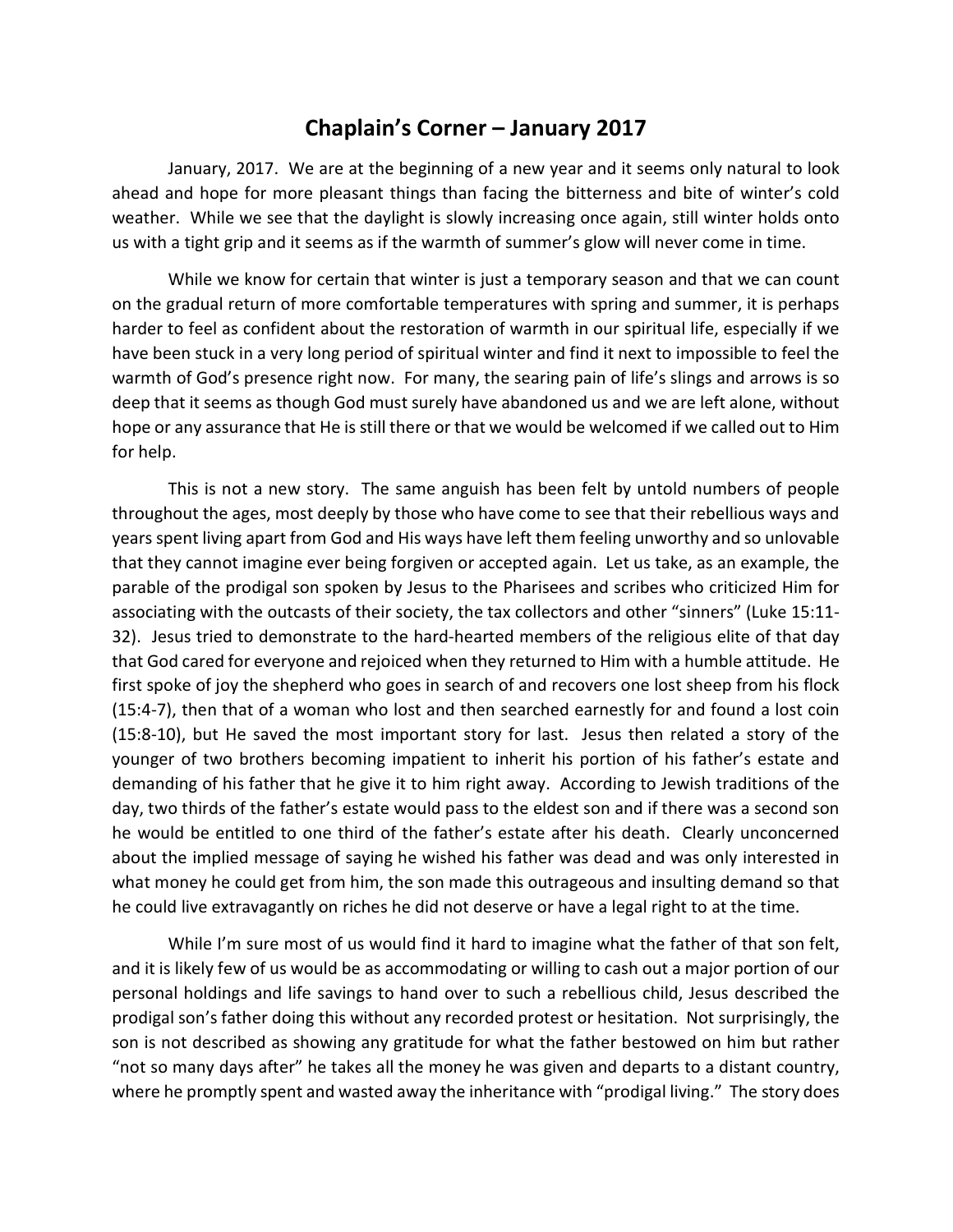# Chaplain's Corner – January 2017

January, 2017. We are at the beginning of a new year and it seems only natural to look ahead and hope for more pleasant things than facing the bitterness and bite of winter's cold weather. While we see that the daylight is slowly increasing once again, still winter holds onto us with a tight grip and it seems as if the warmth of summer's glow will never come in time.

While we know for certain that winter is just a temporary season and that we can count on the gradual return of more comfortable temperatures with spring and summer, it is perhaps harder to feel as confident about the restoration of warmth in our spiritual life, especially if we have been stuck in a very long period of spiritual winter and find it next to impossible to feel the warmth of God's presence right now. For many, the searing pain of life's slings and arrows is so deep that it seems as though God must surely have abandoned us and we are left alone, without hope or any assurance that He is still there or that we would be welcomed if we called out to Him for help.

This is not a new story. The same anguish has been felt by untold numbers of people throughout the ages, most deeply by those who have come to see that their rebellious ways and years spent living apart from God and His ways have left them feeling unworthy and so unlovable that they cannot imagine ever being forgiven or accepted again. Let us take, as an example, the parable of the prodigal son spoken by Jesus to the Pharisees and scribes who criticized Him for associating with the outcasts of their society, the tax collectors and other "sinners" (Luke 15:11-32). Jesus tried to demonstrate to the hard-hearted members of the religious elite of that day that God cared for everyone and rejoiced when they returned to Him with a humble attitude. He first spoke of joy the shepherd who goes in search of and recovers one lost sheep from his flock (15:4-7), then that of a woman who lost and then searched earnestly for and found a lost coin (15:8-10), but He saved the most important story for last. Jesus then related a story of the younger of two brothers becoming impatient to inherit his portion of his father's estate and demanding of his father that he give it to him right away. According to Jewish traditions of the day, two thirds of the father's estate would pass to the eldest son and if there was a second son he would be entitled to one third of the father's estate after his death. Clearly unconcerned about the implied message of saying he wished his father was dead and was only interested in what money he could get from him, the son made this outrageous and insulting demand so that he could live extravagantly on riches he did not deserve or have a legal right to at the time.

While I'm sure most of us would find it hard to imagine what the father of that son felt, and it is likely few of us would be as accommodating or willing to cash out a major portion of our personal holdings and life savings to hand over to such a rebellious child, Jesus described the prodigal son's father doing this without any recorded protest or hesitation. Not surprisingly, the son is not described as showing any gratitude for what the father bestowed on him but rather "not so many days after" he takes all the money he was given and departs to a distant country, where he promptly spent and wasted away the inheritance with "prodigal living." The story does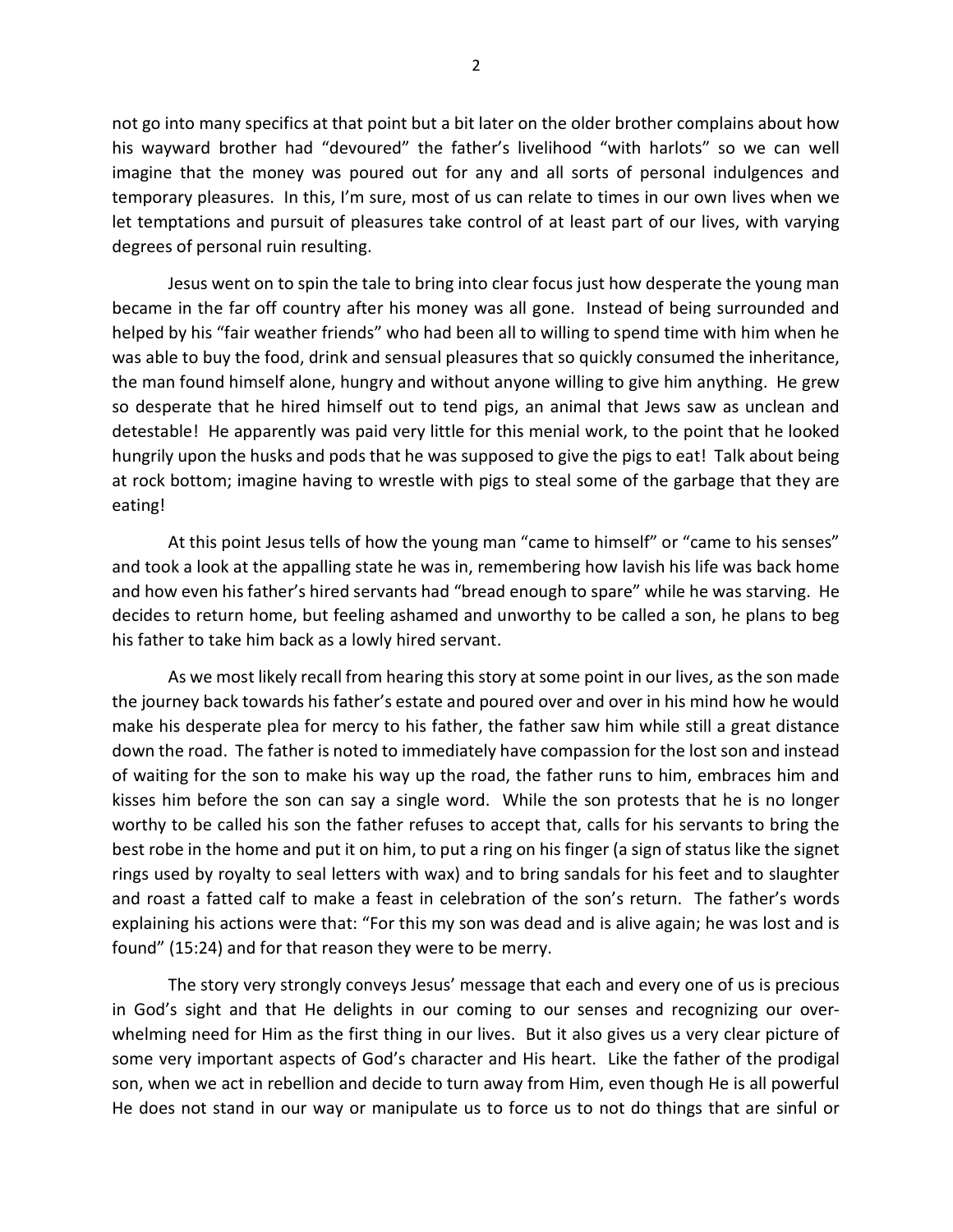not go into many specifics at that point but a bit later on the older brother complains about how his wayward brother had "devoured" the father's livelihood "with harlots" so we can well imagine that the money was poured out for any and all sorts of personal indulgences and temporary pleasures. In this, I'm sure, most of us can relate to times in our own lives when we let temptations and pursuit of pleasures take control of at least part of our lives, with varying degrees of personal ruin resulting.

Jesus went on to spin the tale to bring into clear focus just how desperate the young man became in the far off country after his money was all gone. Instead of being surrounded and helped by his "fair weather friends" who had been all to willing to spend time with him when he was able to buy the food, drink and sensual pleasures that so quickly consumed the inheritance, the man found himself alone, hungry and without anyone willing to give him anything. He grew so desperate that he hired himself out to tend pigs, an animal that Jews saw as unclean and detestable! He apparently was paid very little for this menial work, to the point that he looked hungrily upon the husks and pods that he was supposed to give the pigs to eat! Talk about being at rock bottom; imagine having to wrestle with pigs to steal some of the garbage that they are eating!

At this point Jesus tells of how the young man "came to himself" or "came to his senses" and took a look at the appalling state he was in, remembering how lavish his life was back home and how even his father's hired servants had "bread enough to spare" while he was starving. He decides to return home, but feeling ashamed and unworthy to be called a son, he plans to beg his father to take him back as a lowly hired servant.

As we most likely recall from hearing this story at some point in our lives, as the son made the journey back towards his father's estate and poured over and over in his mind how he would make his desperate plea for mercy to his father, the father saw him while still a great distance down the road. The father is noted to immediately have compassion for the lost son and instead of waiting for the son to make his way up the road, the father runs to him, embraces him and kisses him before the son can say a single word. While the son protests that he is no longer worthy to be called his son the father refuses to accept that, calls for his servants to bring the best robe in the home and put it on him, to put a ring on his finger (a sign of status like the signet rings used by royalty to seal letters with wax) and to bring sandals for his feet and to slaughter and roast a fatted calf to make a feast in celebration of the son's return. The father's words explaining his actions were that: "For this my son was dead and is alive again; he was lost and is found" (15:24) and for that reason they were to be merry.

The story very strongly conveys Jesus' message that each and every one of us is precious in God's sight and that He delights in our coming to our senses and recognizing our over-whelming need for Him as the first thing in our lives. But it also gives us a very clear picture of some very important aspects of God's character and His heart. Like the father of the prodigal son, when we act in rebellion and decide to turn away from Him, even though He is all powerful He does not stand in our way or manipulate us to force us to not do things that are sinful or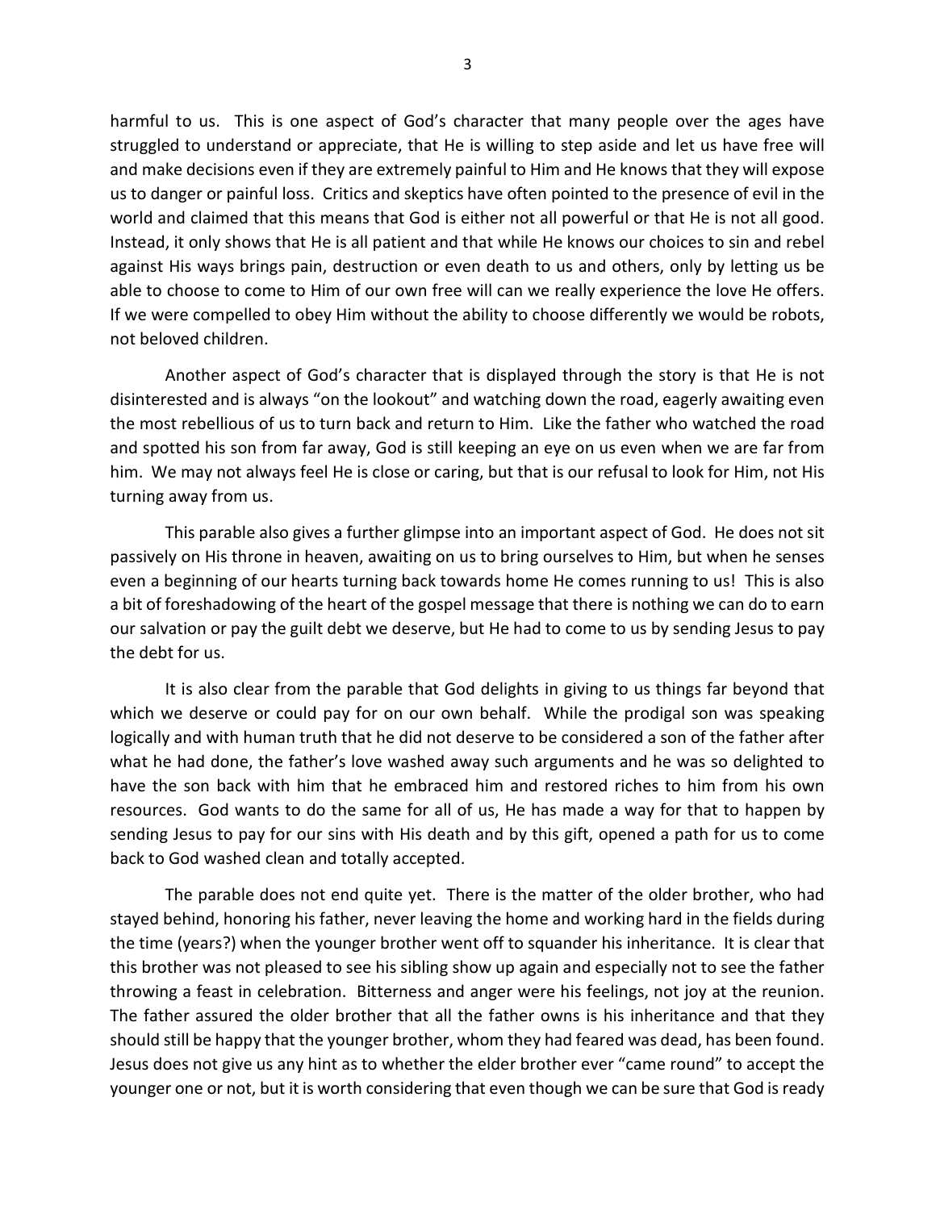harmful to us. This is one aspect of God's character that many people over the ages have struggled to understand or appreciate, that He is willing to step aside and let us have free will and make decisions even if they are extremely painful to Him and He knows that they will expose us to danger or painful loss. Critics and skeptics have often pointed to the presence of evil in the world and claimed that this means that God is either not all powerful or that He is not all good. Instead, it only shows that He is all patient and that while He knows our choices to sin and rebel against His ways brings pain, destruction or even death to us and others, only by letting us be able to choose to come to Him of our own free will can we really experience the love He offers. If we were compelled to obey Him without the ability to choose differently we would be robots, not beloved children.

Another aspect of God's character that is displayed through the story is that He is not disinterested and is always "on the lookout" and watching down the road, eagerly awaiting even the most rebellious of us to turn back and return to Him. Like the father who watched the road and spotted his son from far away, God is still keeping an eye on us even when we are far from him. We may not always feel He is close or caring, but that is our refusal to look for Him, not His turning away from us.

This parable also gives a further glimpse into an important aspect of God. He does not sit passively on His throne in heaven, awaiting on us to bring ourselves to Him, but when he senses even a beginning of our hearts turning back towards home He comes running to us! This is also a bit of foreshadowing of the heart of the gospel message that there is nothing we can do to earn our salvation or pay the guilt debt we deserve, but He had to come to us by sending Jesus to pay the debt for us.

It is also clear from the parable that God delights in giving to us things far beyond that which we deserve or could pay for on our own behalf. While the prodigal son was speaking logically and with human truth that he did not deserve to be considered a son of the father after what he had done, the father's love washed away such arguments and he was so delighted to have the son back with him that he embraced him and restored riches to him from his own resources. God wants to do the same for all of us, He has made a way for that to happen by sending Jesus to pay for our sins with His death and by this gift, opened a path for us to come back to God washed clean and totally accepted.

The parable does not end quite yet. There is the matter of the older brother, who had stayed behind, honoring his father, never leaving the home and working hard in the fields during the time (years?) when the younger brother went off to squander his inheritance. It is clear that this brother was not pleased to see his sibling show up again and especially not to see the father throwing a feast in celebration. Bitterness and anger were his feelings, not joy at the reunion. The father assured the older brother that all the father owns is his inheritance and that they should still be happy that the younger brother, whom they had feared was dead, has been found. Jesus does not give us any hint as to whether the elder brother ever "came round" to accept the younger one or not, but it is worth considering that even though we can be sure that God is ready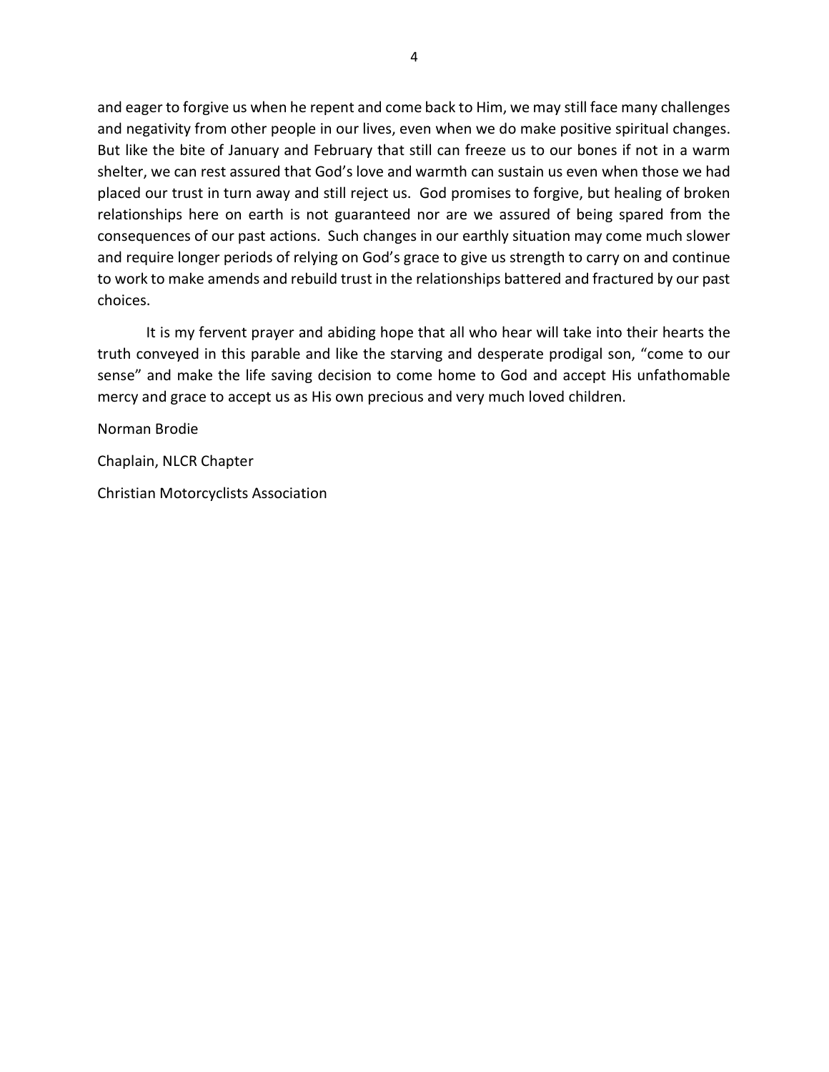and eager to forgive us when he repent and come back to Him, we may still face many challenges and negativity from other people in our lives, even when we do make positive spiritual changes. But like the bite of January and February that still can freeze us to our bones if not in a warm shelter, we can rest assured that God's love and warmth can sustain us even when those we had placed our trust in turn away and still reject us. God promises to forgive, but healing of broken relationships here on earth is not guaranteed nor are we assured of being spared from the consequences of our past actions. Such changes in our earthly situation may come much slower and require longer periods of relying on God's grace to give us strength to carry on and continue to work to make amends and rebuild trust in the relationships battered and fractured by our past choices.

It is my fervent prayer and abiding hope that all who hear will take into their hearts the truth conveyed in this parable and like the starving and desperate prodigal son, "come to our sense" and make the life saving decision to come home to God and accept His unfathomable mercy and grace to accept us as His own precious and very much loved children.

Norman Brodie

Chaplain, NLCR Chapter

Christian Motorcyclists Association